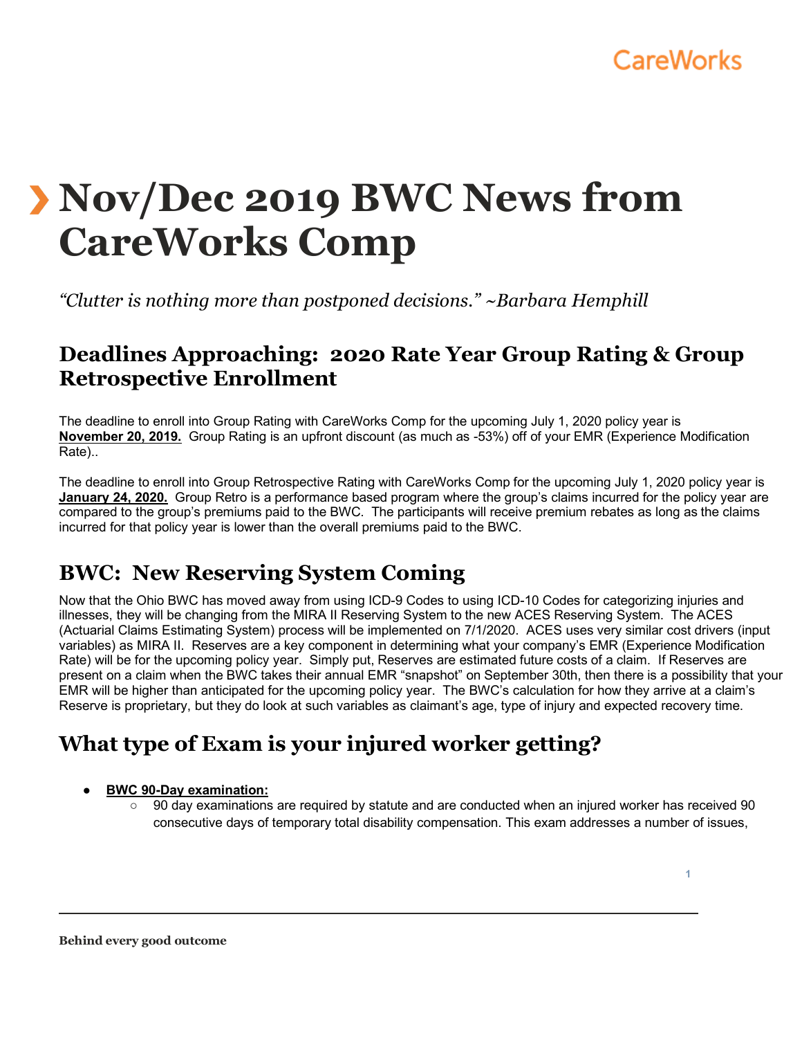# Nov/Dec 2019 BWC News from CareWorks Comp

*"Clutter is nothing more than postponed decisions." ~Barbara Hemphill*

## Deadlines Approaching: 2020 Rate Year Group Rating & Group Retrospective Enrollment

The deadline to enroll into Group Rating with CareWorks Comp for the upcoming July 1, 2020 policy year is **November 20, 2019.** Group Rating is an upfront discount (as much as -53%) off of your EMR (Experience Modification Rate)..

The deadline to enroll into Group Retrospective Rating with CareWorks Comp for the upcoming July 1, 2020 policy year is **January 24, 2020.** Group Retro is a performance based program where the group's claims incurred for the policy year are compared to the group's premiums paid to the BWC. The participants will receive premium rebates as long as the claims incurred for that policy year is lower than the overall premiums paid to the BWC.

## BWC: New Reserving System Coming

Now that the Ohio BWC has moved away from using ICD-9 Codes to using ICD-10 Codes for categorizing injuries and illnesses, they will be changing from the MIRA II Reserving System to the new ACES Reserving System. The ACES (Actuarial Claims Estimating System) process will be implemented on 7/1/2020. ACES uses very similar cost drivers (input variables) as MIRA II. Reserves are a key component in determining what your company's EMR (Experience Modification Rate) will be for the upcoming policy year. Simply put, Reserves are estimated future costs of a claim. If Reserves are present on a claim when the BWC takes their annual EMR "snapshot" on September 30th, then there is a possibility that your EMR will be higher than anticipated for the upcoming policy year. The BWC's calculation for how they arrive at a claim's Reserve is proprietary, but they do look at such variables as claimant's age, type of injury and expected recovery time.

## What type of Exam is your injured worker getting?

- **BWC 90-Day examination:**
  - 90 day examinations are required by statute and are conducted when an injured worker has received 90 consecutive days of temporary total disability compensation. This exam addresses a number of issues,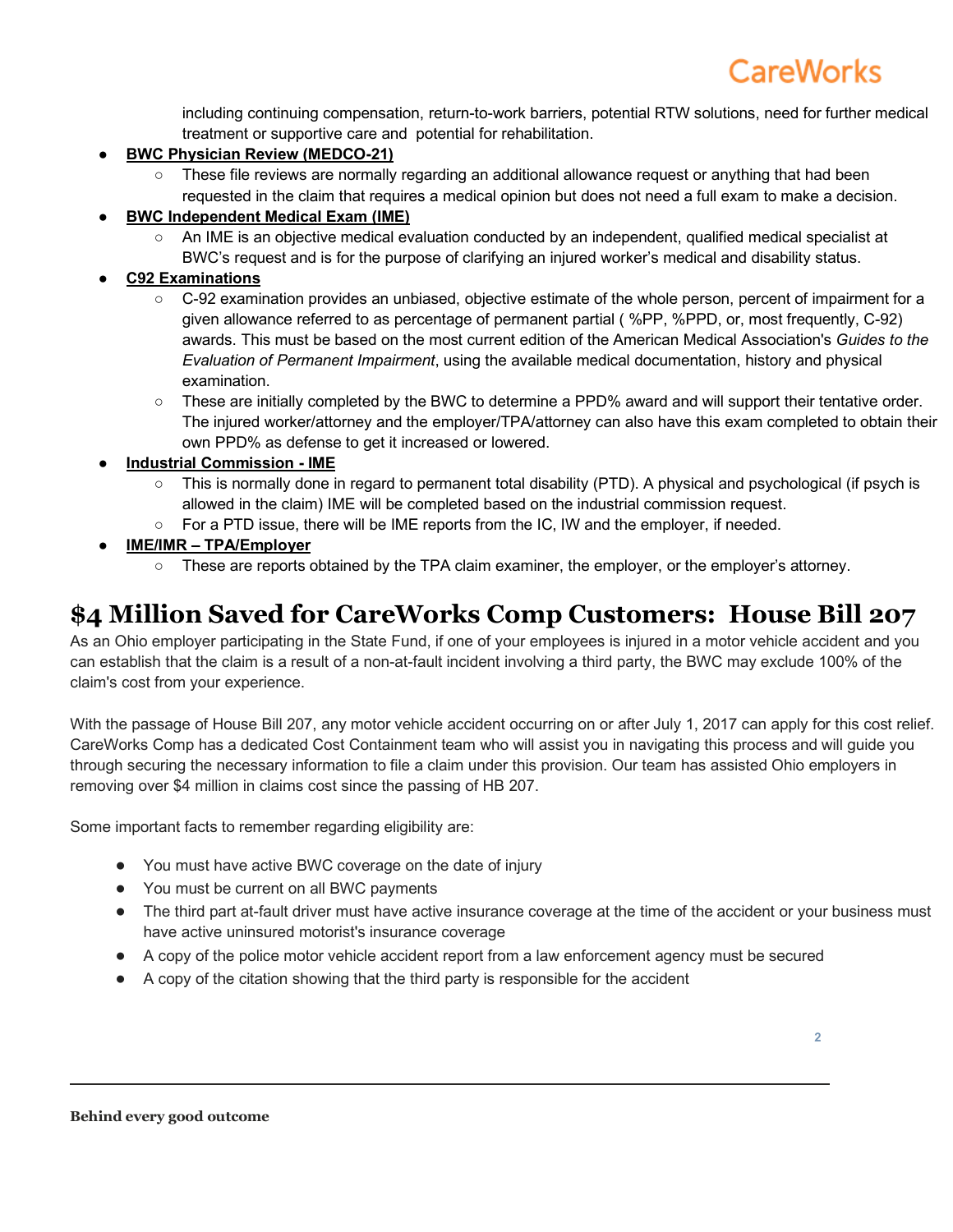including continuing compensation, return-to-work barriers, potential RTW solutions, need for further medical treatment or supportive care and potential for rehabilitation.

- **BWC Physician Review (MEDCO-21)**
  - These file reviews are normally regarding an additional allowance request or anything that had been requested in the claim that requires a medical opinion but does not need a full exam to make a decision.
- **BWC Independent Medical Exam (IME)**
  - An IME is an objective medical evaluation conducted by an independent, qualified medical specialist at BWC's request and is for the purpose of clarifying an injured worker's medical and disability status.
- **C92 Examinations**
  - C-92 examination provides an unbiased, objective estimate of the whole person, percent of impairment for a given allowance referred to as percentage of permanent partial ( %PP, %PPD, or, most frequently, C-92) awards. This must be based on the most current edition of the American Medical Association's *Guides to the Evaluation of Permanent Impairment*, using the available medical documentation, history and physical examination.
  - These are initially completed by the BWC to determine a PPD% award and will support their tentative order. The injured worker/attorney and the employer/TPA/attorney can also have this exam completed to obtain their own PPD% as defense to get it increased or lowered.
- **Industrial Commission - IME**
  - This is normally done in regard to permanent total disability (PTD). A physical and psychological (if psych is allowed in the claim) IME will be completed based on the industrial commission request.
  - For a PTD issue, there will be IME reports from the IC, IW and the employer, if needed.
- **IME/IMR – TPA/Employer**
  - These are reports obtained by the TPA claim examiner, the employer, or the employer's attorney.

# $4 Million Saved for CareWorks Comp Customers: House Bill 207

As an Ohio employer participating in the State Fund, if one of your employees is injured in a motor vehicle accident and you can establish that the claim is a result of a non-at-fault incident involving a third party, the BWC may exclude 100% of the claim's cost from your experience.

With the passage of House Bill 207, any motor vehicle accident occurring on or after July 1, 2017 can apply for this cost relief. CareWorks Comp has a dedicated Cost Containment team who will assist you in navigating this process and will guide you through securing the necessary information to file a claim under this provision. Our team has assisted Ohio employers in removing over $4 million in claims cost since the passing of HB 207.

Some important facts to remember regarding eligibility are:

- You must have active BWC coverage on the date of injury
- You must be current on all BWC payments
- The third part at-fault driver must have active insurance coverage at the time of the accident or your business must have active uninsured motorist's insurance coverage
- A copy of the police motor vehicle accident report from a law enforcement agency must be secured
- A copy of the citation showing that the third party is responsible for the accident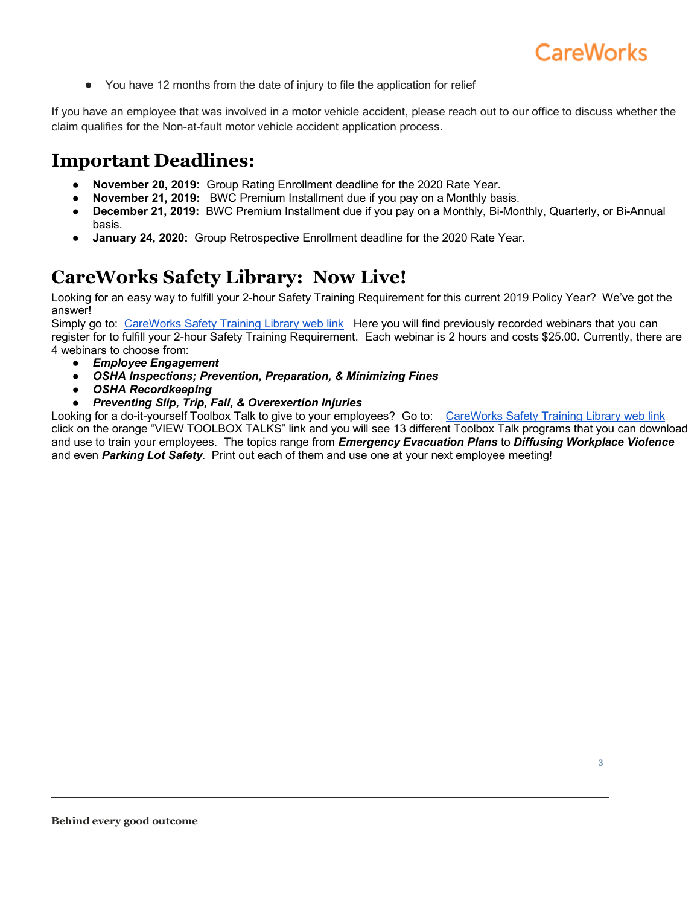- You have 12 months from the date of injury to file the application for relief

If you have an employee that was involved in a motor vehicle accident, please reach out to our office to discuss whether the claim qualifies for the Non-at-fault motor vehicle accident application process.

## Important Deadlines:

- **November 20, 2019:** Group Rating Enrollment deadline for the 2020 Rate Year.
- **November 21, 2019:** BWC Premium Installment due if you pay on a Monthly basis.
- **December 21, 2019:** BWC Premium Installment due if you pay on a Monthly, Bi-Monthly, Quarterly, or Bi-Annual basis.
- **January 24, 2020:** Group Retrospective Enrollment deadline for the 2020 Rate Year.

## CareWorks Safety Library: Now Live!

Looking for an easy way to fulfill your 2-hour Safety Training Requirement for this current 2019 Policy Year? We've got the answer!

Simply go to: CareWorks Safety Training Library web link Here you will find previously recorded webinars that you can register for to fulfill your 2-hour Safety Training Requirement. Each webinar is 2 hours and costs $25.00. Currently, there are 4 webinars to choose from:

- ***Employee Engagement***
- ***OSHA Inspections; Prevention, Preparation, & Minimizing Fines***
- ***OSHA Recordkeeping***
- ***Preventing Slip, Trip, Fall, & Overexertion Injuries***

Looking for a do-it-yourself Toolbox Talk to give to your employees? Go to: CareWorks Safety Training Library web link click on the orange "VIEW TOOLBOX TALKS" link and you will see 13 different Toolbox Talk programs that you can download and use to train your employees. The topics range from ***Emergency Evacuation Plans*** to ***Diffusing Workplace Violence*** and even ***Parking Lot Safety***. Print out each of them and use one at your next employee meeting!